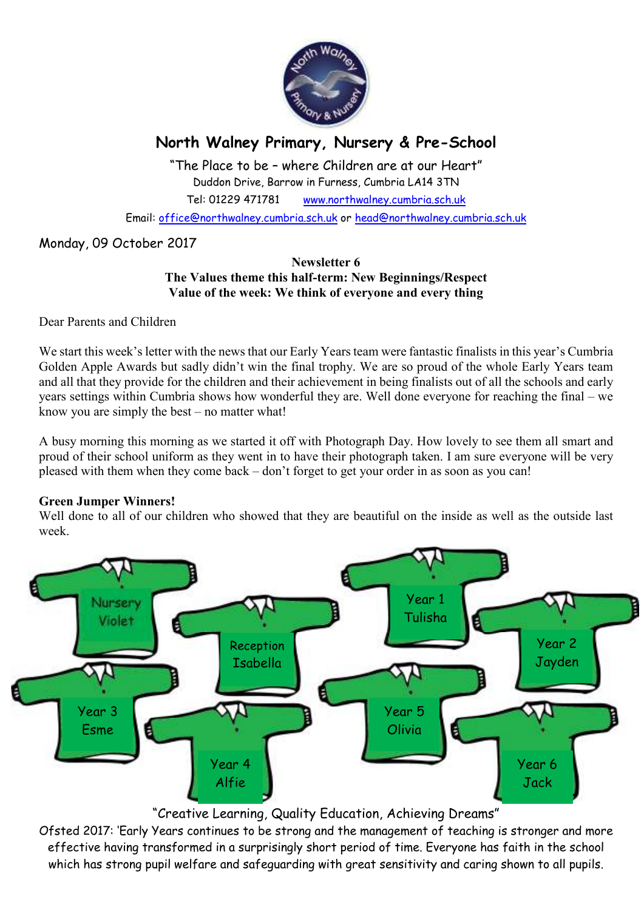# North Walney Primary, Nursery & Pre-School

"The Place to be – where Children are at our Heart"
Duddon Drive, Barrow in Furness, Cumbria LA14 3TN
Tel: 01229 471781 www.northwalney.cumbria.sch.uk
Email: office@northwalney.cumbria.sch.uk or head@northwalney.cumbria.sch.uk

Monday, 09 October 2017

**Newsletter 6**
**The Values theme this half-term: New Beginnings/Respect**
**Value of the week: We think of everyone and every thing**

Dear Parents and Children

We start this week's letter with the news that our Early Years team were fantastic finalists in this year's Cumbria Golden Apple Awards but sadly didn't win the final trophy. We are so proud of the whole Early Years team and all that they provide for the children and their achievement in being finalists out of all the schools and early years settings within Cumbria shows how wonderful they are. Well done everyone for reaching the final – we know you are simply the best – no matter what!

A busy morning this morning as we started it off with Photograph Day. How lovely to see them all smart and proud of their school uniform as they went in to have their photograph taken. I am sure everyone will be very pleased with them when they come back – don't forget to get your order in as soon as you can!

**Green Jumper Winners!**
Well done to all of our children who showed that they are beautiful on the inside as well as the outside last week.

Nursery Violet
Reception Isabella
Year 1 Tulisha
Year 2 Jayden
Year 3 Esme
Year 4 Alfie
Year 5 Olivia
Year 6 Jack

"Creative Learning, Quality Education, Achieving Dreams"
Ofsted 2017: 'Early Years continues to be strong and the management of teaching is stronger and more effective having transformed in a surprisingly short period of time. Everyone has faith in the school which has strong pupil welfare and safeguarding with great sensitivity and caring shown to all pupils.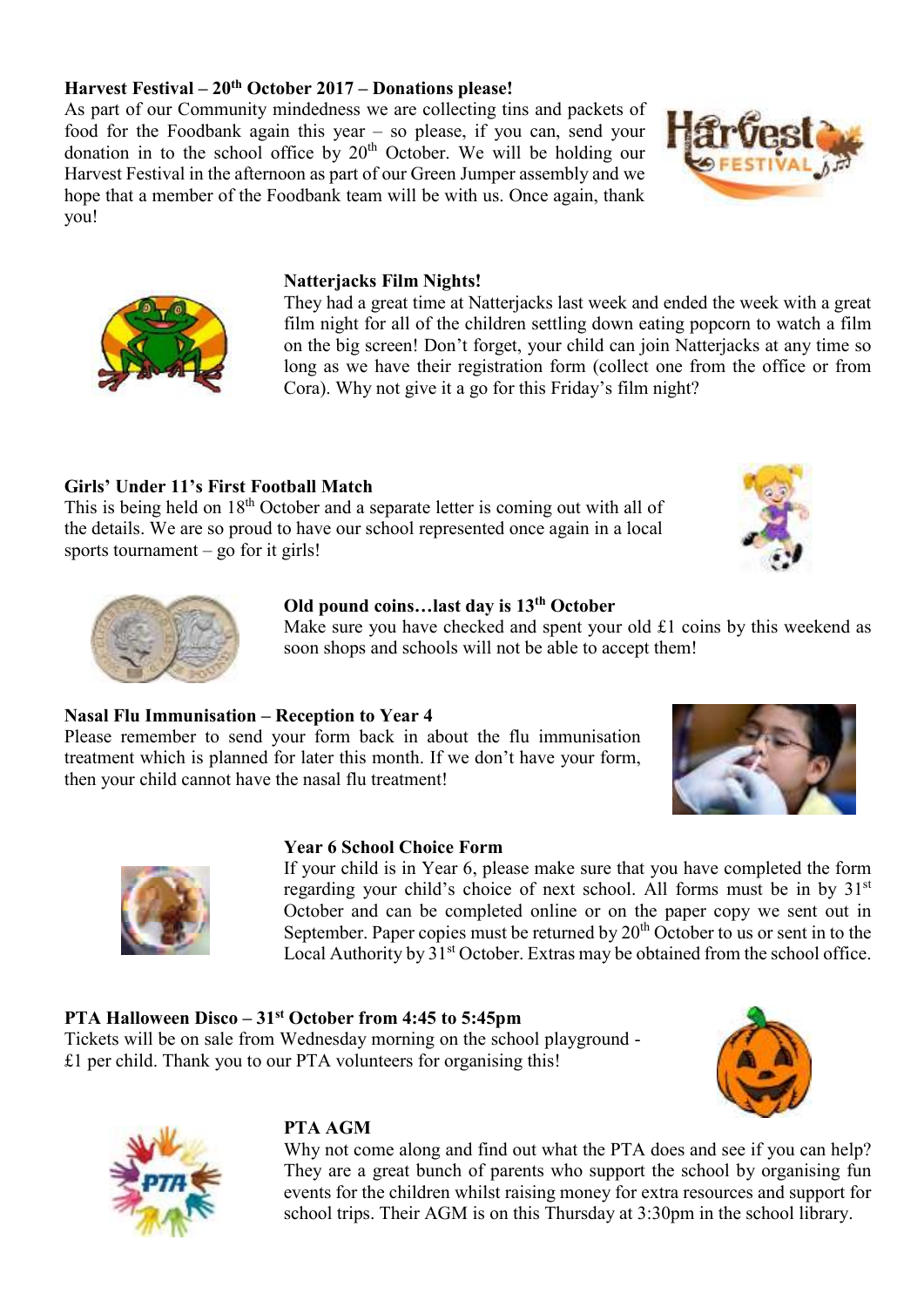**Harvest Festival – 20th October 2017 – Donations please!**

As part of our Community mindedness we are collecting tins and packets of food for the Foodbank again this year – so please, if you can, send your donation in to the school office by 20th October. We will be holding our Harvest Festival in the afternoon as part of our Green Jumper assembly and we hope that a member of the Foodbank team will be with us. Once again, thank you!

**Natterjacks Film Nights!**

They had a great time at Natterjacks last week and ended the week with a great film night for all of the children settling down eating popcorn to watch a film on the big screen! Don't forget, your child can join Natterjacks at any time so long as we have their registration form (collect one from the office or from Cora). Why not give it a go for this Friday's film night?

**Girls' Under 11's First Football Match**

This is being held on 18th October and a separate letter is coming out with all of the details. We are so proud to have our school represented once again in a local sports tournament – go for it girls!

**Old pound coins…last day is 13th October**

Make sure you have checked and spent your old £1 coins by this weekend as soon shops and schools will not be able to accept them!

**Nasal Flu Immunisation – Reception to Year 4**

Please remember to send your form back in about the flu immunisation treatment which is planned for later this month. If we don't have your form, then your child cannot have the nasal flu treatment!

**Year 6 School Choice Form**

If your child is in Year 6, please make sure that you have completed the form regarding your child's choice of next school. All forms must be in by 31st October and can be completed online or on the paper copy we sent out in September. Paper copies must be returned by 20th October to us or sent in to the Local Authority by 31st October. Extras may be obtained from the school office.

**PTA Halloween Disco – 31st October from 4:45 to 5:45pm**

Tickets will be on sale from Wednesday morning on the school playground - £1 per child. Thank you to our PTA volunteers for organising this!

**PTA AGM**

Why not come along and find out what the PTA does and see if you can help? They are a great bunch of parents who support the school by organising fun events for the children whilst raising money for extra resources and support for school trips. Their AGM is on this Thursday at 3:30pm in the school library.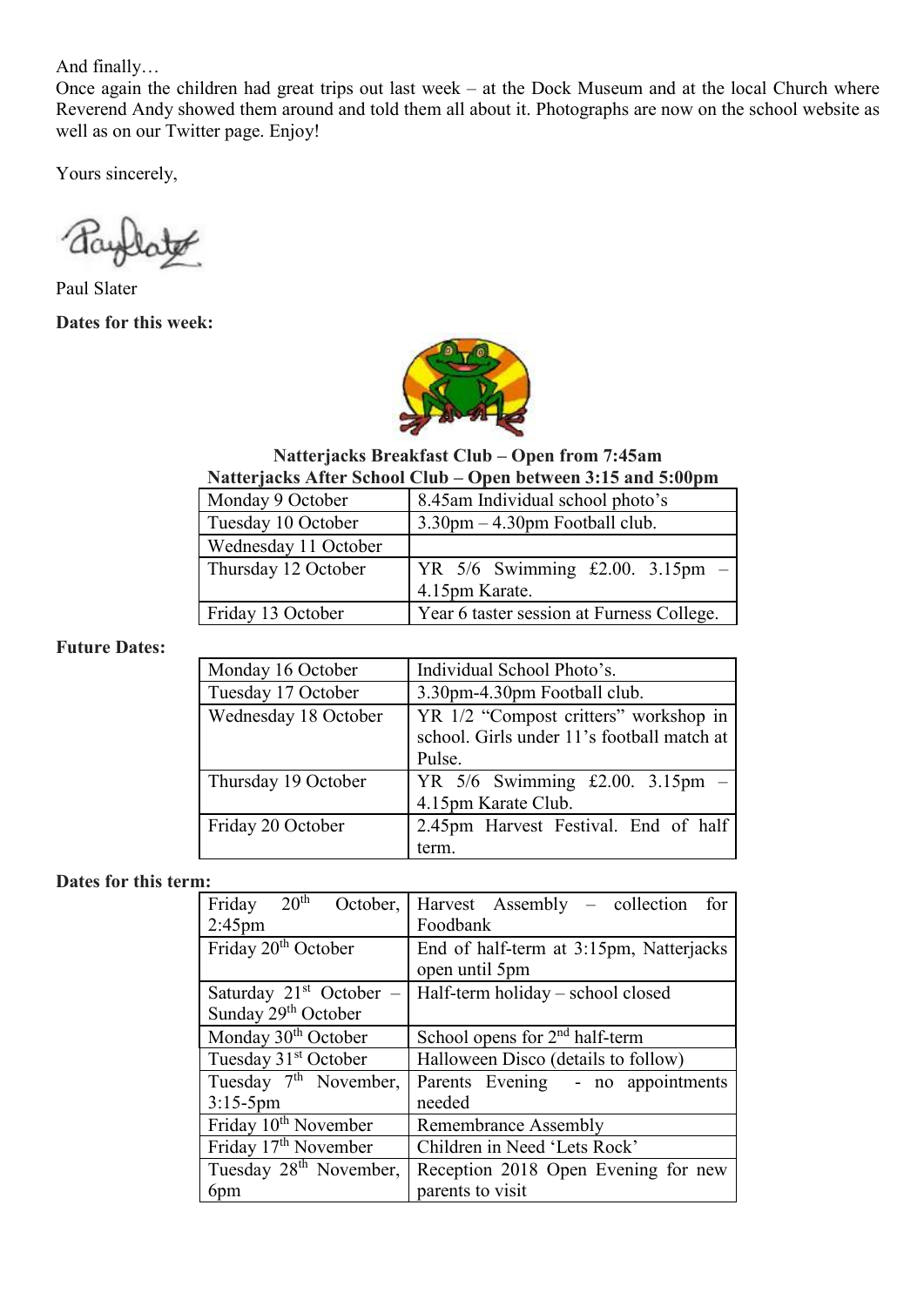And finally…
Once again the children had great trips out last week – at the Dock Museum and at the local Church where Reverend Andy showed them around and told them all about it. Photographs are now on the school website as well as on our Twitter page. Enjoy!

Yours sincerely,

Paul Slater

**Dates for this week:**

**Natterjacks Breakfast Club – Open from 7:45am**
**Natterjacks After School Club – Open between 3:15 and 5:00pm**

| | |
|---|---|
| Monday 9 October | 8.45am Individual school photo's |
| Tuesday 10 October | 3.30pm – 4.30pm Football club. |
| Wednesday 11 October | |
| Thursday 12 October | YR 5/6 Swimming £2.00. 3.15pm – 4.15pm Karate. |
| Friday 13 October | Year 6 taster session at Furness College. |

**Future Dates:**

| | |
|---|---|
| Monday 16 October | Individual School Photo's. |
| Tuesday 17 October | 3.30pm-4.30pm Football club. |
| Wednesday 18 October | YR 1/2 "Compost critters" workshop in school. Girls under 11's football match at Pulse. |
| Thursday 19 October | YR 5/6 Swimming £2.00. 3.15pm – 4.15pm Karate Club. |
| Friday 20 October | 2.45pm Harvest Festival. End of half term. |

**Dates for this term:**

| | |
|---|---|
| Friday 20th October, 2:45pm | Harvest Assembly – collection for Foodbank |
| Friday 20th October | End of half-term at 3:15pm, Natterjacks open until 5pm |
| Saturday 21st October – Sunday 29th October | Half-term holiday – school closed |
| Monday 30th October | School opens for 2nd half-term |
| Tuesday 31st October | Halloween Disco (details to follow) |
| Tuesday 7th November, 3:15-5pm | Parents Evening - no appointments needed |
| Friday 10th November | Remembrance Assembly |
| Friday 17th November | Children in Need 'Lets Rock' |
| Tuesday 28th November, 6pm | Reception 2018 Open Evening for new parents to visit |